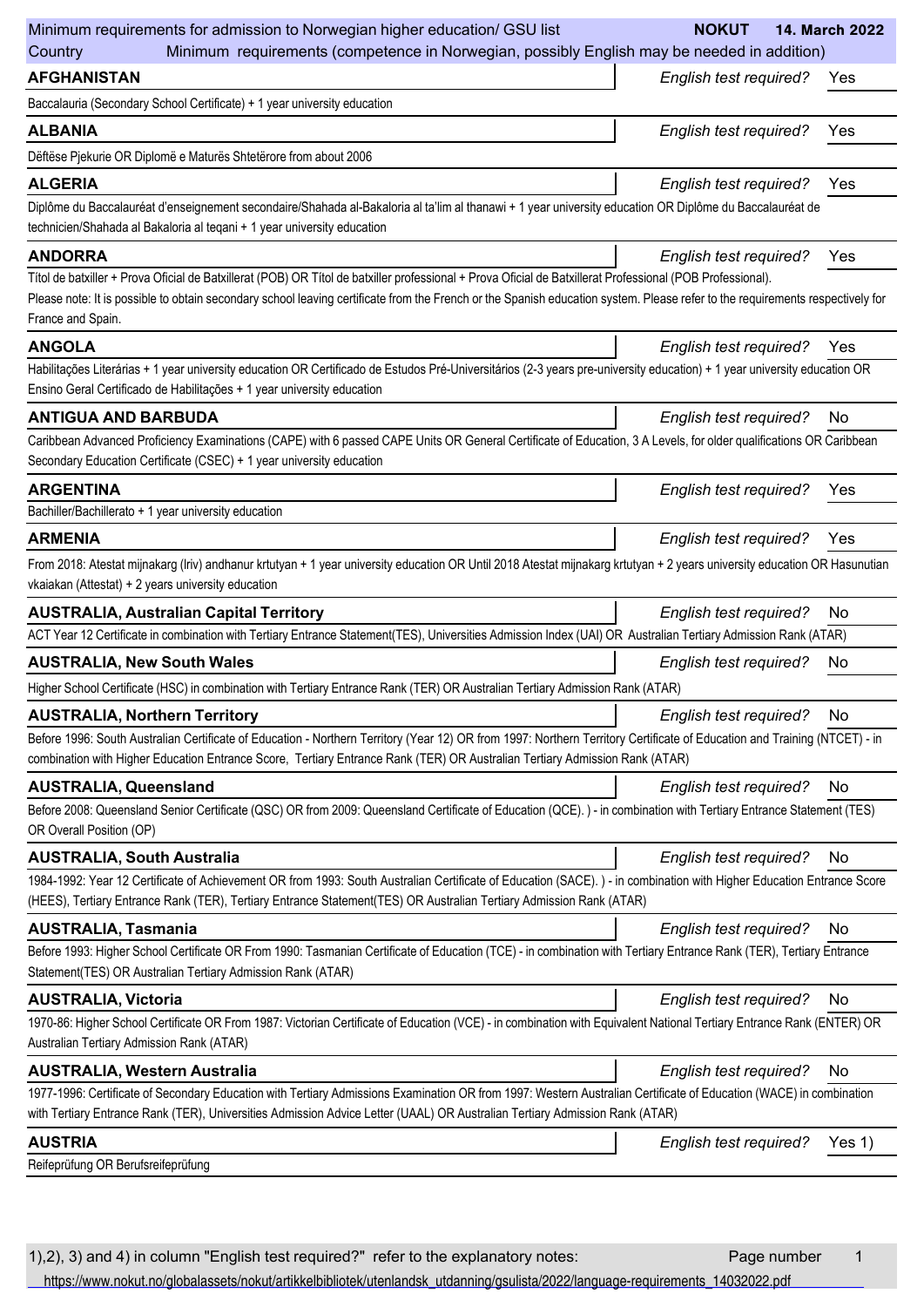Minimum requirements for admission to Norwegian higher education/ GSU list **NOKUT** **14. March 2022**

Country — Minimum requirements (competence in Norwegian, possibly English may be needed in addition)

**AFGHANISTAN** — *English test required?* Yes

Baccalauria (Secondary School Certificate) + 1 year university education

**ALBANIA** — *English test required?* Yes

Dëftëse Pjekurie OR Diplomë e Maturës Shtetërore from about 2006

**ALGERIA** — *English test required?* Yes

Diplôme du Baccalauréat d'enseignement secondaire/Shahada al-Bakaloria al ta'lim al thanawi + 1 year university education OR Diplôme du Baccalauréat de technicien/Shahada al Bakaloria al teqani + 1 year university education

**ANDORRA** — *English test required?* Yes

Títol de batxiller + Prova Oficial de Batxillerat (POB) OR Títol de batxiller professional + Prova Oficial de Batxillerat Professional (POB Professional).

Please note: It is possible to obtain secondary school leaving certificate from the French or the Spanish education system. Please refer to the requirements respectively for France and Spain.

**ANGOLA** — *English test required?* Yes

Habilitações Literárias + 1 year university education OR Certificado de Estudos Pré-Universitários (2-3 years pre-university education) + 1 year university education OR Ensino Geral Certificado de Habilitações + 1 year university education

**ANTIGUA AND BARBUDA** — *English test required?* No

Caribbean Advanced Proficiency Examinations (CAPE) with 6 passed CAPE Units OR General Certificate of Education, 3 A Levels, for older qualifications OR Caribbean Secondary Education Certificate (CSEC) + 1 year university education

**ARGENTINA** — *English test required?* Yes

Bachiller/Bachillerato + 1 year university education

**ARMENIA** — *English test required?* Yes

From 2018: Atestat mijnakarg (Iriv) andhanur krtutyan + 1 year university education OR Until 2018 Atestat mijnakarg krtutyan + 2 years university education OR Hasunutian vkaiakan (Attestat) + 2 years university education

**AUSTRALIA, Australian Capital Territory** — *English test required?* No

ACT Year 12 Certificate in combination with Tertiary Entrance Statement(TES), Universities Admission Index (UAI) OR Australian Tertiary Admission Rank (ATAR)

**AUSTRALIA, New South Wales** — *English test required?* No

Higher School Certificate (HSC) in combination with Tertiary Entrance Rank (TER) OR Australian Tertiary Admission Rank (ATAR)

**AUSTRALIA, Northern Territory** — *English test required?* No

Before 1996: South Australian Certificate of Education - Northern Territory (Year 12) OR from 1997: Northern Territory Certificate of Education and Training (NTCET) - in combination with Higher Education Entrance Score, Tertiary Entrance Rank (TER) OR Australian Tertiary Admission Rank (ATAR)

**AUSTRALIA, Queensland** — *English test required?* No

Before 2008: Queensland Senior Certificate (QSC) OR from 2009: Queensland Certificate of Education (QCE). ) - in combination with Tertiary Entrance Statement (TES) OR Overall Position (OP)

**AUSTRALIA, South Australia** — *English test required?* No

1984-1992: Year 12 Certificate of Achievement OR from 1993: South Australian Certificate of Education (SACE). ) - in combination with Higher Education Entrance Score (HEES), Tertiary Entrance Rank (TER), Tertiary Entrance Statement(TES) OR Australian Tertiary Admission Rank (ATAR)

**AUSTRALIA, Tasmania** — *English test required?* No

Before 1993: Higher School Certificate OR From 1990: Tasmanian Certificate of Education (TCE) - in combination with Tertiary Entrance Rank (TER), Tertiary Entrance Statement(TES) OR Australian Tertiary Admission Rank (ATAR)

**AUSTRALIA, Victoria** — *English test required?* No

1970-86: Higher School Certificate OR From 1987: Victorian Certificate of Education (VCE) - in combination with Equivalent National Tertiary Entrance Rank (ENTER) OR Australian Tertiary Admission Rank (ATAR)

**AUSTRALIA, Western Australia** — *English test required?* No

1977-1996: Certificate of Secondary Education with Tertiary Admissions Examination OR from 1997: Western Australian Certificate of Education (WACE) in combination with Tertiary Entrance Rank (TER), Universities Admission Advice Letter (UAAL) OR Australian Tertiary Admission Rank (ATAR)

**AUSTRIA** — *English test required?* Yes 1)

Reifeprüfung OR Berufsreifeprüfung

1),2), 3) and 4) in column "English test required?" refer to the explanatory notes: https://www.nokut.no/globalassets/nokut/artikkelbibliotek/utenlandsk_utdanning/gsulista/2022/language-requirements_14032022.pdf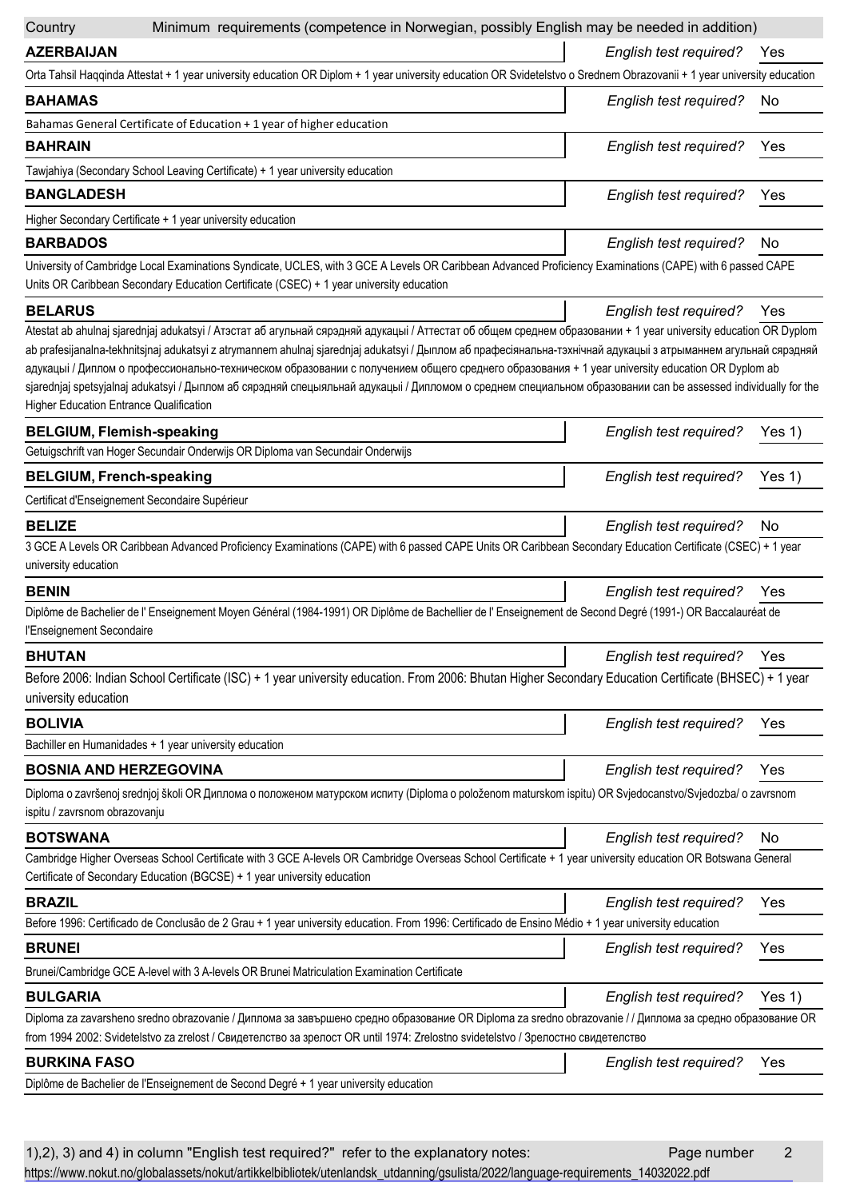| Country | Minimum requirements (competence in Norwegian, possibly English may be needed in addition) | English test required? |
|---|---|---|
| **AZERBAIJAN** | Orta Tahsil Haqqinda Attestat + 1 year university education OR Diplom + 1 year university education OR Svidetelstvo o Srednem Obrazovanii + 1 year university education | Yes |
| **BAHAMAS** | Bahamas General Certificate of Education + 1 year of higher education | No |
| **BAHRAIN** | Tawjahiya (Secondary School Leaving Certificate) + 1 year university education | Yes |
| **BANGLADESH** | Higher Secondary Certificate + 1 year university education | Yes |
| **BARBADOS** | University of Cambridge Local Examinations Syndicate, UCLES, with 3 GCE A Levels OR Caribbean Advanced Proficiency Examinations (CAPE) with 6 passed CAPE Units OR Caribbean Secondary Education Certificate (CSEC) + 1 year university education | No |
| **BELARUS** | Atestat ab ahulnaj sjarednjaj adukatsyi / Атэстат аб агульнай сярэдняй адукацыі / Аттестат об общем среднем образовании + 1 year university education OR Dyplom ab prafesijanalna-tekhnitsjnaj adukatsyi z atrymannem ahulnaj sjarednjaj adukatsyi / Дыплом аб прафесіянальна-тэхнічнай адукацыі з атрыманнем агульнай сярэдняй адукацыі / Диплом о профессионально-техническом образовании с получением общего среднего образования + 1 year university education OR Dyplom ab sjarednjaj spetsyjalnaj adukatsyi / Дыплом аб сярэдняй спецыяльнай адукацыі / Дипломом о среднем специальном образовании can be assessed individually for the Higher Education Entrance Qualification | Yes |
| **BELGIUM, Flemish-speaking** | Getuigschrift van Hoger Secundair Onderwijs OR Diploma van Secundair Onderwijs | Yes 1) |
| **BELGIUM, French-speaking** | Certificat d'Enseignement Secondaire Supérieur | Yes 1) |
| **BELIZE** | 3 GCE A Levels OR Caribbean Advanced Proficiency Examinations (CAPE) with 6 passed CAPE Units OR Caribbean Secondary Education Certificate (CSEC) + 1 year university education | No |
| **BENIN** | Diplôme de Bachelier de l' Enseignement Moyen Général (1984-1991) OR Diplôme de Bachellier de l' Enseignement de Second Degré (1991-) OR Baccalauréat de l'Enseignement Secondaire | Yes |
| **BHUTAN** | Before 2006: Indian School Certificate (ISC) + 1 year university education. From 2006: Bhutan Higher Secondary Education Certificate (BHSEC) + 1 year university education | Yes |
| **BOLIVIA** | Bachiller en Humanidades + 1 year university education | Yes |
| **BOSNIA AND HERZEGOVINA** | Diploma o završenoj srednjoj školi OR Диплома о положеном матурском испиту (Diploma o položenom maturskom ispitu) OR Svjedocanstvo/Svjedozba/ o zavrsnom ispitu / zavrsnom obrazovanju | Yes |
| **BOTSWANA** | Cambridge Higher Overseas School Certificate with 3 GCE A-levels OR Cambridge Overseas School Certificate + 1 year university education OR Botswana General Certificate of Secondary Education (BGCSE) + 1 year university education | No |
| **BRAZIL** | Before 1996: Certificado de Conclusão de 2 Grau + 1 year university education. From 1996: Certificado de Ensino Médio + 1 year university education | Yes |
| **BRUNEI** | Brunei/Cambridge GCE A-level with 3 A-levels OR Brunei Matriculation Examination Certificate | Yes |
| **BULGARIA** | Diploma za zavarsheno sredno obrazovanie / Диплома за завършено средно образование OR Diploma za sredno obrazovanie / / Диплома за средно образование OR from 1994 2002: Svidetelstvo za zrelost / Свидетелство за зрелост OR until 1974: Zrelostno svidetelstvo / Зрелостно свидетелство | Yes 1) |
| **BURKINA FASO** | Diplôme de Bachelier de l'Enseignement de Second Degré + 1 year university education | Yes |

1),2), 3) and 4) in column "English test required?" refer to the explanatory notes:
https://www.nokut.no/globalassets/nokut/artikkelbibliotek/utenlandsk_utdanning/gsulista/2022/language-requirements_14032022.pdf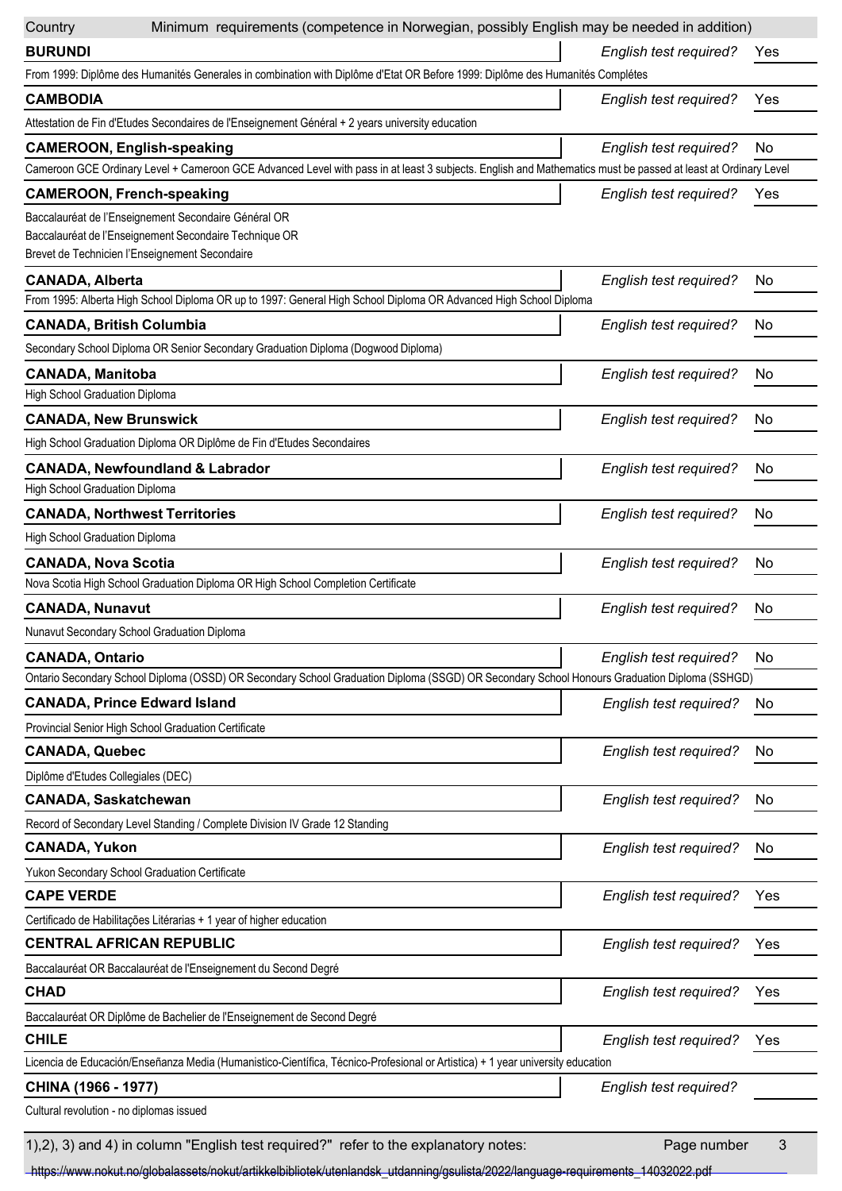| Country | Minimum requirements (competence in Norwegian, possibly English may be needed in addition) | English test required? |
|---|---|---|
| **BURUNDI** | From 1999: Diplôme des Humanités Generales in combination with Diplôme d'Etat OR Before 1999: Diplôme des Humanités Complétes | Yes |
| **CAMBODIA** | Attestation de Fin d'Etudes Secondaires de l'Enseignement Général + 2 years university education | Yes |
| **CAMEROON, English-speaking** | Cameroon GCE Ordinary Level + Cameroon GCE Advanced Level with pass in at least 3 subjects. English and Mathematics must be passed at least at Ordinary Level | No |
| **CAMEROON, French-speaking** | Baccalauréat de l'Enseignement Secondaire Général OR<br>Baccalauréat de l'Enseignement Secondaire Technique OR<br>Brevet de Technicien l'Enseignement Secondaire | Yes |
| **CANADA, Alberta** | From 1995: Alberta High School Diploma OR up to 1997: General High School Diploma OR Advanced High School Diploma | No |
| **CANADA, British Columbia** | Secondary School Diploma OR Senior Secondary Graduation Diploma (Dogwood Diploma) | No |
| **CANADA, Manitoba** | High School Graduation Diploma | No |
| **CANADA, New Brunswick** | High School Graduation Diploma OR Diplôme de Fin d'Etudes Secondaires | No |
| **CANADA, Newfoundland & Labrador** | High School Graduation Diploma | No |
| **CANADA, Northwest Territories** | High School Graduation Diploma | No |
| **CANADA, Nova Scotia** | Nova Scotia High School Graduation Diploma OR High School Completion Certificate | No |
| **CANADA, Nunavut** | Nunavut Secondary School Graduation Diploma | No |
| **CANADA, Ontario** | Ontario Secondary School Diploma (OSSD) OR Secondary School Graduation Diploma (SSGD) OR Secondary School Honours Graduation Diploma (SSHGD) | No |
| **CANADA, Prince Edward Island** | Provincial Senior High School Graduation Certificate | No |
| **CANADA, Quebec** | Diplôme d'Etudes Collegiales (DEC) | No |
| **CANADA, Saskatchewan** | Record of Secondary Level Standing / Complete Division IV Grade 12 Standing | No |
| **CANADA, Yukon** | Yukon Secondary School Graduation Certificate | No |
| **CAPE VERDE** | Certificado de Habilitações Litérarias + 1 year of higher education | Yes |
| **CENTRAL AFRICAN REPUBLIC** | Baccalauréat OR Baccalauréat de l'Enseignement du Second Degré | Yes |
| **CHAD** | Baccalauréat OR Diplôme de Bachelier de l'Enseignement de Second Degré | Yes |
| **CHILE** | Licencia de Educación/Enseñanza Media (Humanistico-Científica, Técnico-Profesional or Artistica) + 1 year university education | Yes |
| **CHINA (1966 - 1977)** | Cultural revolution - no diplomas issued | |

1),2), 3) and 4) in column "English test required?" refer to the explanatory notes:

https://www.nokut.no/globalassets/nokut/artikkelbibliotek/utenlandsk_utdanning/gsulista/2022/language-requirements_14032022.pdf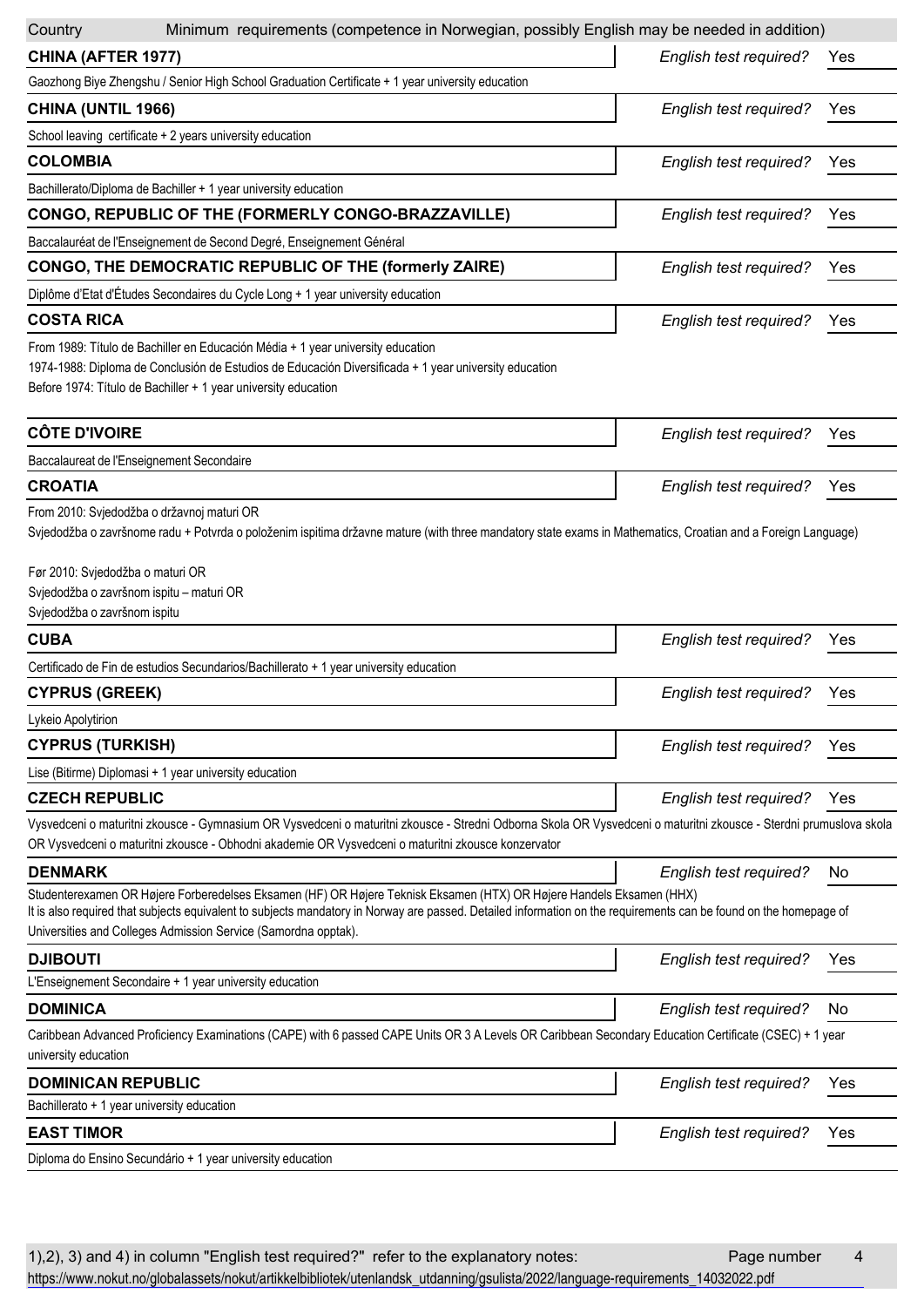| Country | Minimum requirements (competence in Norwegian, possibly English may be needed in addition) | |
|---|---|---|
| **CHINA (AFTER 1977)** | *English test required?* | Yes |
| Gaozhong Biye Zhengshu / Senior High School Graduation Certificate + 1 year university education | | |
| **CHINA (UNTIL 1966)** | *English test required?* | Yes |
| School leaving certificate + 2 years university education | | |
| **COLOMBIA** | *English test required?* | Yes |
| Bachillerato/Diploma de Bachiller + 1 year university education | | |
| **CONGO, REPUBLIC OF THE (FORMERLY CONGO-BRAZZAVILLE)** | *English test required?* | Yes |
| Baccalauréat de l'Enseignement de Second Degré, Enseignement Général | | |
| **CONGO, THE DEMOCRATIC REPUBLIC OF THE (formerly ZAIRE)** | *English test required?* | Yes |
| Diplôme d'Etat d'Études Secondaires du Cycle Long + 1 year university education | | |
| **COSTA RICA** | *English test required?* | Yes |
| From 1989: Título de Bachiller en Educación Média + 1 year university education<br>1974-1988: Diploma de Conclusión de Estudios de Educación Diversificada + 1 year university education<br>Before 1974: Título de Bachiller + 1 year university education | | |
| **CÔTE D'IVOIRE** | *English test required?* | Yes |
| Baccalaureat de l'Enseignement Secondaire | | |
| **CROATIA** | *English test required?* | Yes |
| From 2010: Svjedodžba o državnoj maturi OR<br>Svjedodžba o završnome radu + Potvrda o položenim ispitima državne mature (with three mandatory state exams in Mathematics, Croatian and a Foreign Language)<br><br>Før 2010: Svjedodžba o maturi OR<br>Svjedodžba o završnom ispitu – maturi OR<br>Svjedodžba o završnom ispitu | | |
| **CUBA** | *English test required?* | Yes |
| Certificado de Fin de estudios Secundarios/Bachillerato + 1 year university education | | |
| **CYPRUS (GREEK)** | *English test required?* | Yes |
| Lykeio Apolytirion | | |
| **CYPRUS (TURKISH)** | *English test required?* | Yes |
| Lise (Bitirme) Diplomasi + 1 year university education | | |
| **CZECH REPUBLIC** | *English test required?* | Yes |
| Vysvedceni o maturitni zkousce - Gymnasium OR Vysvedceni o maturitni zkousce - Stredni Odborna Skola OR Vysvedceni o maturitni zkousce - Sterdni prumuslova skola OR Vysvedceni o maturitni zkousce - Obhodni akademie OR Vysvedceni o maturitni zkousce konzervator | | |
| **DENMARK** | *English test required?* | No |
| Studenterexamen OR Højere Forberedelses Eksamen (HF) OR Højere Teknisk Eksamen (HTX) OR Højere Handels Eksamen (HHX)<br>It is also required that subjects equivalent to subjects mandatory in Norway are passed. Detailed information on the requirements can be found on the homepage of Universities and Colleges Admission Service (Samordna opptak). | | |
| **DJIBOUTI** | *English test required?* | Yes |
| L'Enseignement Secondaire + 1 year university education | | |
| **DOMINICA** | *English test required?* | No |
| Caribbean Advanced Proficiency Examinations (CAPE) with 6 passed CAPE Units OR 3 A Levels OR Caribbean Secondary Education Certificate (CSEC) + 1 year university education | | |
| **DOMINICAN REPUBLIC** | *English test required?* | Yes |
| Bachillerato + 1 year university education | | |
| **EAST TIMOR** | *English test required?* | Yes |
| Diploma do Ensino Secundário + 1 year university education | | |

1),2), 3) and 4) in column "English test required?" refer to the explanatory notes:
https://www.nokut.no/globalassets/nokut/artikkelbibliotek/utenlandsk_utdanning/gsulista/2022/language-requirements_14032022.pdf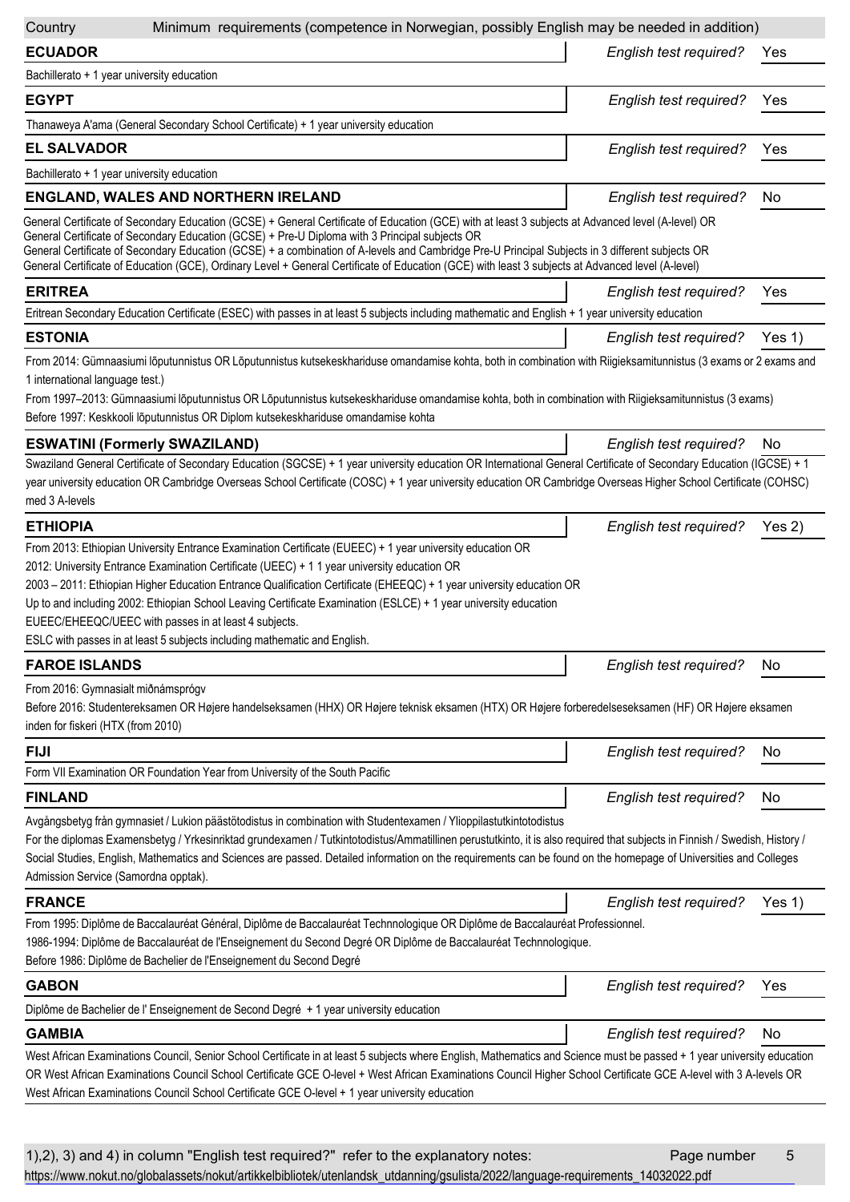| Country | Minimum requirements (competence in Norwegian, possibly English may be needed in addition) |
|---|---|

**ECUADOR** — *English test required?* Yes

Bachillerato + 1 year university education

**EGYPT** — *English test required?* Yes

Thanaweya A'ama (General Secondary School Certificate) + 1 year university education

**EL SALVADOR** — *English test required?* Yes

Bachillerato + 1 year university education

**ENGLAND, WALES AND NORTHERN IRELAND** — *English test required?* No

General Certificate of Secondary Education (GCSE) + General Certificate of Education (GCE) with at least 3 subjects at Advanced level (A-level) OR
General Certificate of Secondary Education (GCSE) + Pre-U Diploma with 3 Principal subjects OR
General Certificate of Secondary Education (GCSE) + a combination of A-levels and Cambridge Pre-U Principal Subjects in 3 different subjects OR
General Certificate of Education (GCE), Ordinary Level + General Certificate of Education (GCE) with least 3 subjects at Advanced level (A-level)

**ERITREA** — *English test required?* Yes

Eritrean Secondary Education Certificate (ESEC) with passes in at least 5 subjects including mathematic and English + 1 year university education

**ESTONIA** — *English test required?* Yes 1)

From 2014: Gümnaasiumi lõputunnistus OR Lõputunnistus kutsekeskhariduse omandamise kohta, both in combination with Riigieksamitunnistus (3 exams or 2 exams and 1 international language test.)
From 1997–2013: Gümnaasiumi lõputunnistus OR Lõputunnistus kutsekeskhariduse omandamise kohta, both in combination with Riigieksamitunnistus (3 exams)
Before 1997: Keskkooli lõputunnistus OR Diplom kutsekeskhariduse omandamise kohta

**ESWATINI (Formerly SWAZILAND)** — *English test required?* No

Swaziland General Certificate of Secondary Education (SGCSE) + 1 year university education OR International General Certificate of Secondary Education (IGCSE) + 1 year university education OR Cambridge Overseas School Certificate (COSC) + 1 year university education OR Cambridge Overseas Higher School Certificate (COHSC) med 3 A-levels

**ETHIOPIA** — *English test required?* Yes 2)

From 2013: Ethiopian University Entrance Examination Certificate (EUEEC) + 1 year university education OR
2012: University Entrance Examination Certificate (UEEC) + 1 1 year university education OR
2003 – 2011: Ethiopian Higher Education Entrance Qualification Certificate (EHEEQC) + 1 year university education OR
Up to and including 2002: Ethiopian School Leaving Certificate Examination (ESLCE) + 1 year university education
EUEEC/EHEEQC/UEEC with passes in at least 4 subjects.
ESLC with passes in at least 5 subjects including mathematic and English.

**FAROE ISLANDS** — *English test required?* No

From 2016: Gymnasialt miðnámsprógv
Before 2016: Studentereksamen OR Højere handelseksamen (HHX) OR Højere teknisk eksamen (HTX) OR Højere forberedelseseksamen (HF) OR Højere eksamen inden for fiskeri (HTX (from 2010)

**FIJI** — *English test required?* No

Form VII Examination OR Foundation Year from University of the South Pacific

**FINLAND** — *English test required?* No

Avgångsbetyg från gymnasiet / Lukion päästötodistus in combination with Studentexamen / Ylioppilastutkintotodistus
For the diplomas Examensbetyg / Yrkesinriktad grundexamen / Tutkintotodistus/Ammatillinen perustutkinto, it is also required that subjects in Finnish / Swedish, History / Social Studies, English, Mathematics and Sciences are passed. Detailed information on the requirements can be found on the homepage of Universities and Colleges Admission Service (Samordna opptak).

**FRANCE** — *English test required?* Yes 1)

From 1995: Diplôme de Baccalauréat Général, Diplôme de Baccalauréat Technnologique OR Diplôme de Baccalauréat Professionnel.
1986-1994: Diplôme de Baccalauréat de l'Enseignement du Second Degré OR Diplôme de Baccalauréat Technnologique.
Before 1986: Diplôme de Bachelier de l'Enseignement du Second Degré

**GABON** — *English test required?* Yes

Diplôme de Bachelier de l' Enseignement de Second Degré + 1 year university education

**GAMBIA** — *English test required?* No

West African Examinations Council, Senior School Certificate in at least 5 subjects where English, Mathematics and Science must be passed + 1 year university education OR West African Examinations Council School Certificate GCE O-level + West African Examinations Council Higher School Certificate GCE A-level with 3 A-levels OR West African Examinations Council School Certificate GCE O-level + 1 year university education

1),2), 3) and 4) in column "English test required?" refer to the explanatory notes:
https://www.nokut.no/globalassets/nokut/artikkelbibliotek/utenlandsk_utdanning/gsulista/2022/language-requirements_14032022.pdf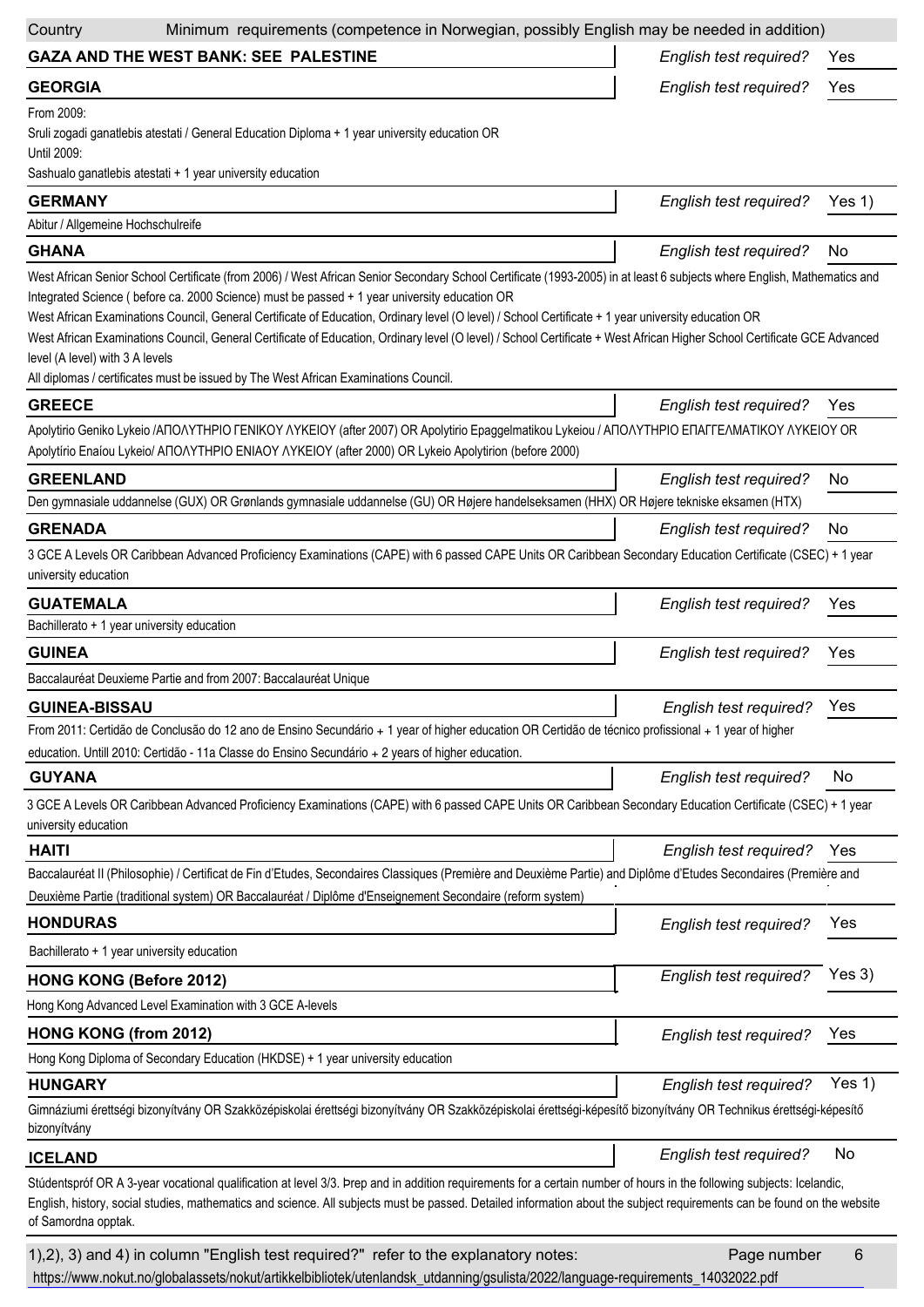| Country | Minimum requirements (competence in Norwegian, possibly English may be needed in addition) |
|---|---|

**GAZA AND THE WEST BANK: SEE PALESTINE** — *English test required?* Yes

**GEORGIA** — *English test required?* Yes

From 2009:
Sruli zogadi ganatlebis atestati / General Education Diploma + 1 year university education OR
Until 2009:
Sashualo ganatlebis atestati + 1 year university education

**GERMANY** — *English test required?* Yes 1)

Abitur / Allgemeine Hochschulreife

**GHANA** — *English test required?* No

West African Senior School Certificate (from 2006) / West African Senior Secondary School Certificate (1993-2005) in at least 6 subjects where English, Mathematics and Integrated Science ( before ca. 2000 Science) must be passed + 1 year university education OR
West African Examinations Council, General Certificate of Education, Ordinary level (O level) / School Certificate + 1 year university education OR
West African Examinations Council, General Certificate of Education, Ordinary level (O level) / School Certificate + West African Higher School Certificate GCE Advanced level (A level) with 3 A levels
All diplomas / certificates must be issued by The West African Examinations Council.

**GREECE** — *English test required?* Yes

Apolytirio Geniko Lykeio /ΑΠΟΛΥΤΗΡΙΟ ΓΕΝΙΚΟΥ ΛΥΚΕΙΟΥ (after 2007) OR Apolytirio Epaggelmatikou Lykeiou / ΑΠΟΛΥΤΗΡΙΟ ΕΠΑΓΓΕΛΜΑΤΙΚΟΥ ΛΥΚΕΙΟΥ OR Apolytírio Enaíou Lykeio/ ΑΠΟΛΥΤΗΡΙΟ ΕΝΙΑΟΥ ΛΥΚΕΙΟΥ (after 2000) OR Lykeio Apolytirion (before 2000)

**GREENLAND** — *English test required?* No

Den gymnasiale uddannelse (GUX) OR Grønlands gymnasiale uddannelse (GU) OR Højere handelseksamen (HHX) OR Højere tekniske eksamen (HTX)

**GRENADA** — *English test required?* No

3 GCE A Levels OR Caribbean Advanced Proficiency Examinations (CAPE) with 6 passed CAPE Units OR Caribbean Secondary Education Certificate (CSEC) + 1 year university education

**GUATEMALA** — *English test required?* Yes

Bachillerato + 1 year university education

**GUINEA** — *English test required?* Yes

Baccalauréat Deuxieme Partie and from 2007: Baccalauréat Unique

**GUINEA-BISSAU** — *English test required?* Yes

From 2011: Certidão de Conclusão do 12 ano de Ensino Secundário + 1 year of higher education OR Certidão de técnico profissional + 1 year of higher education. Untill 2010: Certidão - 11a Classe do Ensino Secundário + 2 years of higher education.

**GUYANA** — *English test required?* No

3 GCE A Levels OR Caribbean Advanced Proficiency Examinations (CAPE) with 6 passed CAPE Units OR Caribbean Secondary Education Certificate (CSEC) + 1 year university education

**HAITI** — *English test required?* Yes

Baccalauréat II (Philosophie) / Certificat de Fin d'Etudes, Secondaires Classiques (Première and Deuxième Partie) and Diplôme d'Etudes Secondaires (Première and Deuxième Partie (traditional system) OR Baccalauréat / Diplôme d'Enseignement Secondaire (reform system)

**HONDURAS** — *English test required?* Yes

Bachillerato + 1 year university education

**HONG KONG (Before 2012)** — *English test required?* Yes 3)

Hong Kong Advanced Level Examination with 3 GCE A-levels

**HONG KONG (from 2012)** — *English test required?* Yes

Hong Kong Diploma of Secondary Education (HKDSE) + 1 year university education

**HUNGARY** — *English test required?* Yes 1)

Gimnáziumi érettségi bizonyítvány OR Szakközépiskolai érettségi bizonyítvány OR Szakközépiskolai érettségi-képesítő bizonyítvány OR Technikus érettségi-képesítő bizonyítvány

**ICELAND** — *English test required?* No

Stúdentspróf OR A 3-year vocational qualification at level 3/3. Þrep and in addition requirements for a certain number of hours in the following subjects: Icelandic, English, history, social studies, mathematics and science. All subjects must be passed. Detailed information about the subject requirements can be found on the website of Samordna opptak.

1),2), 3) and 4) in column "English test required?" refer to the explanatory notes:
https://www.nokut.no/globalassets/nokut/artikkelbibliotek/utenlandsk_utdanning/gsulista/2022/language-requirements_14032022.pdf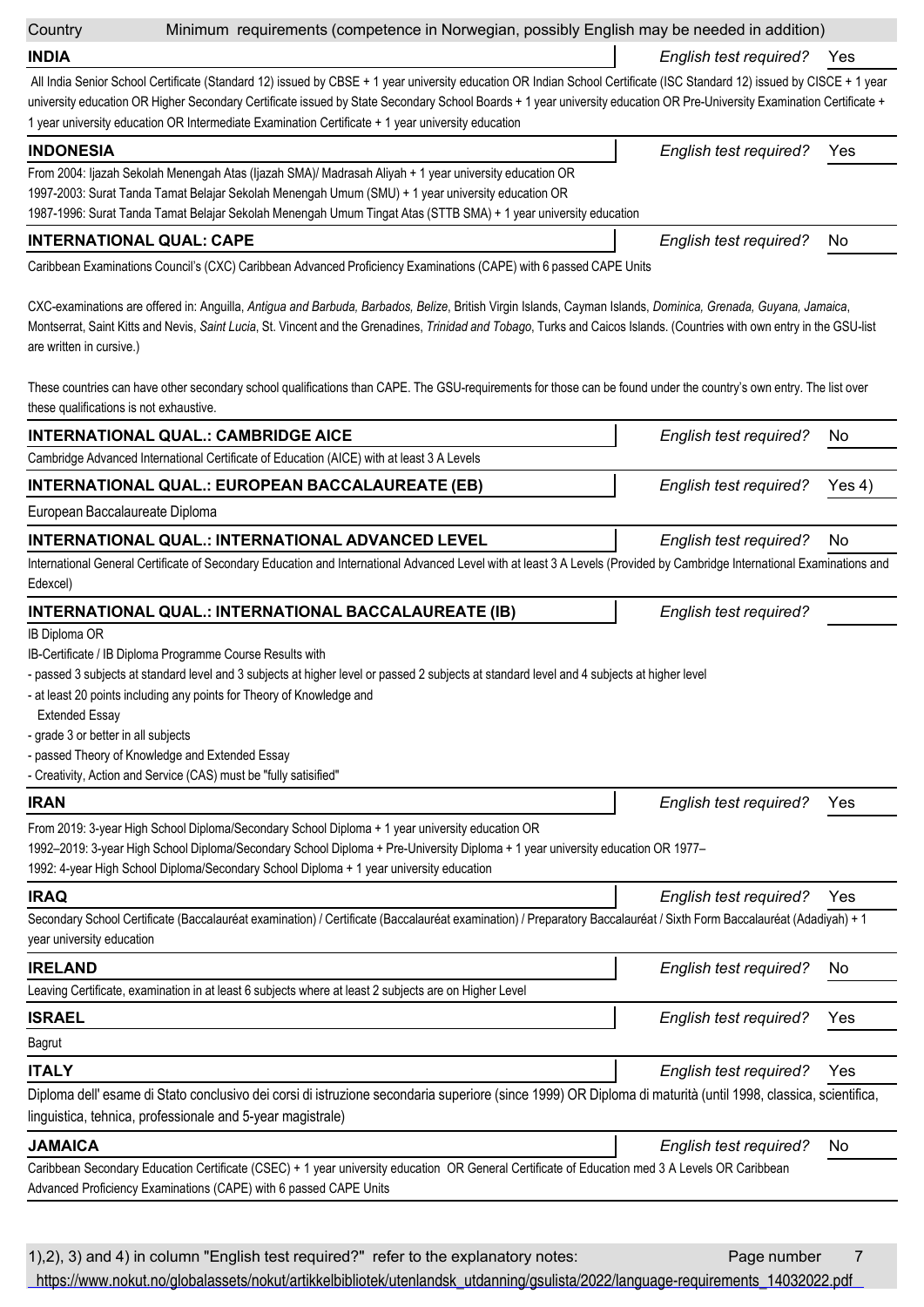| Country | Minimum requirements (competence in Norwegian, possibly English may be needed in addition) |
|---|---|

**INDIA** — *English test required?* Yes

All India Senior School Certificate (Standard 12) issued by CBSE + 1 year university education OR Indian School Certificate (ISC Standard 12) issued by CISCE + 1 year university education OR Higher Secondary Certificate issued by State Secondary School Boards + 1 year university education OR Pre-University Examination Certificate + 1 year university education OR Intermediate Examination Certificate + 1 year university education

**INDONESIA** — *English test required?* Yes

From 2004: Ijazah Sekolah Menengah Atas (Ijazah SMA)/ Madrasah Aliyah + 1 year university education OR
1997-2003: Surat Tanda Tamat Belajar Sekolah Menengah Umum (SMU) + 1 year university education OR
1987-1996: Surat Tanda Tamat Belajar Sekolah Menengah Umum Tingat Atas (STTB SMA) + 1 year university education

**INTERNATIONAL QUAL: CAPE** — *English test required?* No

Caribbean Examinations Council's (CXC) Caribbean Advanced Proficiency Examinations (CAPE) with 6 passed CAPE Units

CXC-examinations are offered in: Anguilla, *Antigua and Barbuda, Barbados, Belize*, British Virgin Islands, Cayman Islands, *Dominica, Grenada, Guyana, Jamaica*, Montserrat, Saint Kitts and Nevis, *Saint Lucia*, St. Vincent and the Grenadines, *Trinidad and Tobago*, Turks and Caicos Islands. (Countries with own entry in the GSU-list are written in cursive.)

These countries can have other secondary school qualifications than CAPE. The GSU-requirements for those can be found under the country's own entry. The list over these qualifications is not exhaustive.

**INTERNATIONAL QUAL..: CAMBRIDGE AICE** — *English test required?* No

Cambridge Advanced International Certificate of Education (AICE) with at least 3 A Levels

**INTERNATIONAL QUAL..: EUROPEAN BACCALAUREATE (EB)** — *English test required?* Yes 4)

European Baccalaureate Diploma

**INTERNATIONAL QUAL..: INTERNATIONAL ADVANCED LEVEL** — *English test required?* No

International General Certificate of Secondary Education and International Advanced Level with at least 3 A Levels (Provided by Cambridge International Examinations and Edexcel)

**INTERNATIONAL QUAL..: INTERNATIONAL BACCALAUREATE (IB)** — *English test required?*

IB Diploma OR
IB-Certificate / IB Diploma Programme Course Results with
- passed 3 subjects at standard level and 3 subjects at higher level or passed 2 subjects at standard level and 4 subjects at higher level
- at least 20 points including any points for Theory of Knowledge and Extended Essay
- grade 3 or better in all subjects
- passed Theory of Knowledge and Extended Essay
- Creativity, Action and Service (CAS) must be "fully satisified"

**IRAN** — *English test required?* Yes

From 2019: 3-year High School Diploma/Secondary School Diploma + 1 year university education OR
1992–2019: 3-year High School Diploma/Secondary School Diploma + Pre-University Diploma + 1 year university education OR 1977–1992: 4-year High School Diploma/Secondary School Diploma + 1 year university education

**IRAQ** — *English test required?* Yes

Secondary School Certificate (Baccalauréat examination) / Certificate (Baccalauréat examination) / Preparatory Baccalauréat / Sixth Form Baccalauréat (Adadiyah) + 1 year university education

**IRELAND** — *English test required?* No

Leaving Certificate, examination in at least 6 subjects where at least 2 subjects are on Higher Level

**ISRAEL** — *English test required?* Yes

Bagrut

**ITALY** — *English test required?* Yes

Diploma dell' esame di Stato conclusivo dei corsi di istruzione secondaria superiore (since 1999) OR Diploma di maturità (until 1998, classica, scientifica, linguistica, tehnica, professionale and 5-year magistrale)

**JAMAICA** — *English test required?* No

Caribbean Secondary Education Certificate (CSEC) + 1 year university education OR General Certificate of Education med 3 A Levels OR Caribbean Advanced Proficiency Examinations (CAPE) with 6 passed CAPE Units

1),2), 3) and 4) in column "English test required?" refer to the explanatory notes:
https://www.nokut.no/globalassets/nokut/artikkelbibliotek/utenlandsk_utdanning/gsulista/2022/language-requirements_14032022.pdf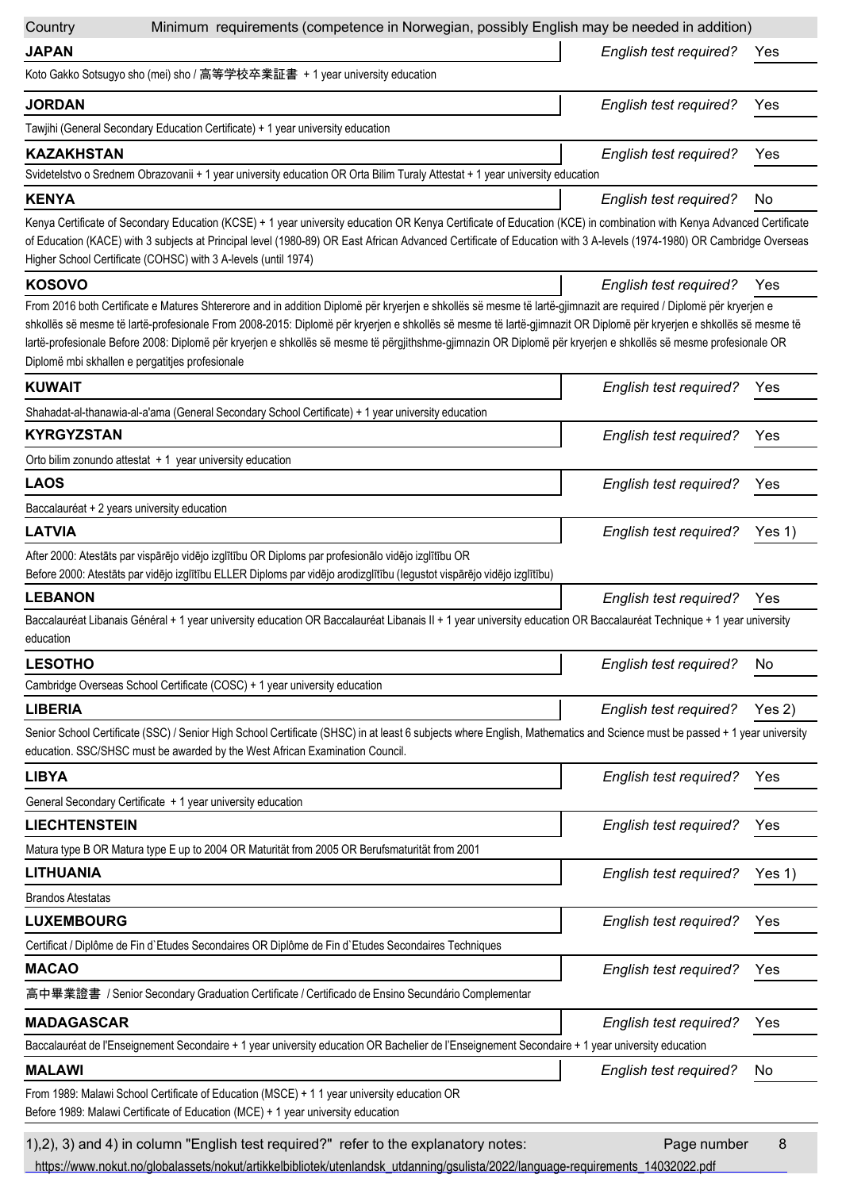| Country | Minimum requirements (competence in Norwegian, possibly English may be needed in addition) | |
|---|---|---|

**JAPAN** — *English test required?* Yes

Koto Gakko Sotsugyo sho (mei) sho / 高等学校卒業証書 + 1 year university education

**JORDAN** — *English test required?* Yes

Tawjihi (General Secondary Education Certificate) + 1 year university education

**KAZAKHSTAN** — *English test required?* Yes

Svidetelstvo o Srednem Obrazovanii + 1 year university education OR Orta Bilim Turaly Attestat + 1 year university education

**KENYA** — *English test required?* No

Kenya Certificate of Secondary Education (KCSE) + 1 year university education OR Kenya Certificate of Education (KCE) in combination with Kenya Advanced Certificate of Education (KACE) with 3 subjects at Principal level (1980-89) OR East African Advanced Certificate of Education with 3 A-levels (1974-1980) OR Cambridge Overseas Higher School Certificate (COHSC) with 3 A-levels (until 1974)

**KOSOVO** — *English test required?* Yes

From 2016 both Certificate e Matures Shtererore and in addition Diplomë për kryerjen e shkollës së mesme të lartë-gjimnazit are required / Diplomë për kryerjen e shkollës së mesme të lartë-profesionale From 2008-2015: Diplomë për kryerjen e shkollës së mesme të lartë-gjimnazit OR Diplomë për kryerjen e shkollës së mesme të lartë-profesionale Before 2008: Diplomë për kryerjen e shkollës së mesme të përgjithshme-gjimnazin OR Diplomë për kryerjen e shkollës së mesme profesionale OR Diplomë mbi skhallen e pergatitjes profesionale

**KUWAIT** — *English test required?* Yes

Shahadat-al-thanawia-al-a'ama (General Secondary School Certificate) + 1 year university education

**KYRGYZSTAN** — *English test required?* Yes

Orto bilim zonundo attestat + 1 year university education

**LAOS** — *English test required?* Yes

Baccalauréat + 2 years university education

**LATVIA** — *English test required?* Yes 1)

After 2000: Atestāts par vispārējo vidējo izglītību OR Diploms par profesionālo vidējo izglītību OR
Before 2000: Atestāts par vidējo izglītību ELLER Diploms par vidējo arodizglītību (Iegustot vispārējo vidējo izglītību)

**LEBANON** — *English test required?* Yes

Baccalauréat Libanais Général + 1 year university education OR Baccalauréat Libanais II + 1 year university education OR Baccalauréat Technique + 1 year university education

**LESOTHO** — *English test required?* No

Cambridge Overseas School Certificate (COSC) + 1 year university education

**LIBERIA** — *English test required?* Yes 2)

Senior School Certificate (SSC) / Senior High School Certificate (SHSC) in at least 6 subjects where English, Mathematics and Science must be passed + 1 year university education. SSC/SHSC must be awarded by the West African Examination Council.

**LIBYA** — *English test required?* Yes

General Secondary Certificate + 1 year university education

**LIECHTENSTEIN** — *English test required?* Yes

Matura type B OR Matura type E up to 2004 OR Maturität from 2005 OR Berufsmaturität from 2001

**LITHUANIA** — *English test required?* Yes 1)

Brandos Atestatas

**LUXEMBOURG** — *English test required?* Yes

Certificat / Diplôme de Fin d`Etudes Secondaires OR Diplôme de Fin d`Etudes Secondaires Techniques

**MACAO** — *English test required?* Yes

高中畢業證書 / Senior Secondary Graduation Certificate / Certificado de Ensino Secundário Complementar

**MADAGASCAR** — *English test required?* Yes

Baccalauréat de l'Enseignement Secondaire + 1 year university education OR Bachelier de l'Enseignement Secondaire + 1 year university education

**MALAWI** — *English test required?* No

From 1989: Malawi School Certificate of Education (MSCE) + 1 1 year university education OR
Before 1989: Malawi Certificate of Education (MCE) + 1 year university education

1),2), 3) and 4) in column "English test required?" refer to the explanatory notes:

https://www.nokut.no/globalassets/nokut/artikkelbibliotek/utenlandsk_utdanning/gsulista/2022/language-requirements_14032022.pdf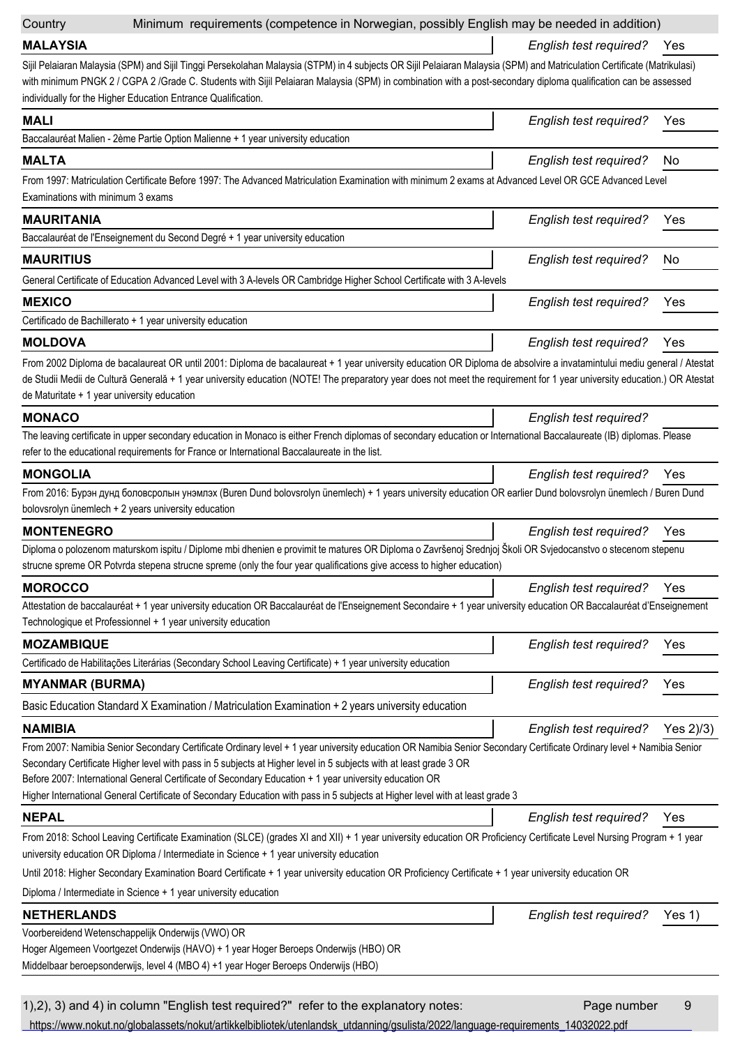| Country | Minimum requirements (competence in Norwegian, possibly English may be needed in addition) |
|---|---|

**MALAYSIA** — *English test required?* Yes

Sijil Pelaiaran Malaysia (SPM) and Sijil Tinggi Persekolahan Malaysia (STPM) in 4 subjects OR Sijil Pelaiaran Malaysia (SPM) and Matriculation Certificate (Matrikulasi) with minimum PNGK 2 / CGPA 2 /Grade C. Students with Sijil Pelaiaran Malaysia (SPM) in combination with a post-secondary diploma qualification can be assessed individually for the Higher Education Entrance Qualification.

**MALI** — *English test required?* Yes

Baccalauréat Malien - 2ème Partie Option Malienne + 1 year university education

**MALTA** — *English test required?* No

From 1997: Matriculation Certificate Before 1997: The Advanced Matriculation Examination with minimum 2 exams at Advanced Level OR GCE Advanced Level Examinations with minimum 3 exams

**MAURITANIA** — *English test required?* Yes

Baccalauréat de l'Enseignement du Second Degré + 1 year university education

**MAURITIUS** — *English test required?* No

General Certificate of Education Advanced Level with 3 A-levels OR Cambridge Higher School Certificate with 3 A-levels

**MEXICO** — *English test required?* Yes

Certificado de Bachillerato + 1 year university education

**MOLDOVA** — *English test required?* Yes

From 2002 Diploma de bacalaureat OR until 2001: Diploma de bacalaureat + 1 year university education OR Diploma de absolvire a invatamintului mediu general / Atestat de Studii Medii de Cultură Generală + 1 year university education (NOTE! The preparatory year does not meet the requirement for 1 year university education.) OR Atestat de Maturitate + 1 year university education

**MONACO** — *English test required?*

The leaving certificate in upper secondary education in Monaco is either French diplomas of secondary education or International Baccalaureate (IB) diplomas. Please refer to the educational requirements for France or International Baccalaureate in the list.

**MONGOLIA** — *English test required?* Yes

From 2016: Бүрэн дунд боловсролын үнэмлэх (Buren Dund bolovsrolyn ünemlech) + 1 years university education OR earlier Dund bolovsrolyn ünemlech / Buren Dund bolovsrolyn ünemlech + 2 years university education

**MONTENEGRO** — *English test required?* Yes

Diploma o polozenom maturskom ispitu / Diplome mbi dhenien e provimit te matures OR Diploma o Završenoj Srednjoj Školi OR Svjedocanstvo o stecenom stepenu strucne spreme OR Potvrda stepena strucne spreme (only the four year qualifications give access to higher education)

**MOROCCO** — *English test required?* Yes

Attestation de baccalauréat + 1 year university education OR Baccalauréat de l'Enseignement Secondaire + 1 year university education OR Baccalauréat d'Enseignement Technologique et Professionnel + 1 year university education

**MOZAMBIQUE** — *English test required?* Yes

Certificado de Habilitações Literárias (Secondary School Leaving Certificate) + 1 year university education

**MYANMAR (BURMA)** — *English test required?* Yes

Basic Education Standard X Examination / Matriculation Examination + 2 years university education

**NAMIBIA** — *English test required?* Yes 2)/3)

From 2007: Namibia Senior Secondary Certificate Ordinary level + 1 year university education OR Namibia Senior Secondary Certificate Ordinary level + Namibia Senior Secondary Certificate Higher level with pass in 5 subjects at Higher level in 5 subjects with at least grade 3 OR
Before 2007: International General Certificate of Secondary Education + 1 year university education OR
Higher International General Certificate of Secondary Education with pass in 5 subjects at Higher level with at least grade 3

**NEPAL** — *English test required?* Yes

From 2018: School Leaving Certificate Examination (SLCE) (grades XI and XII) + 1 year university education OR Proficiency Certificate Level Nursing Program + 1 year university education OR Diploma / Intermediate in Science + 1 year university education

Until 2018: Higher Secondary Examination Board Certificate + 1 year university education OR Proficiency Certificate + 1 year university education OR

Diploma / Intermediate in Science + 1 year university education

**NETHERLANDS** — *English test required?* Yes 1)

Voorbereidend Wetenschappelijk Onderwijs (VWO) OR
Hoger Algemeen Voortgezet Onderwijs (HAVO) + 1 year Hoger Beroeps Onderwijs (HBO) OR
Middelbaar beroepsonderwijs, level 4 (MBO 4) +1 year Hoger Beroeps Onderwijs (HBO)

1),2), 3) and 4) in column "English test required?" refer to the explanatory notes:
https://www.nokut.no/globalassets/nokut/artikkelbibliotek/utenlandsk_utdanning/gsulista/2022/language-requirements_14032022.pdf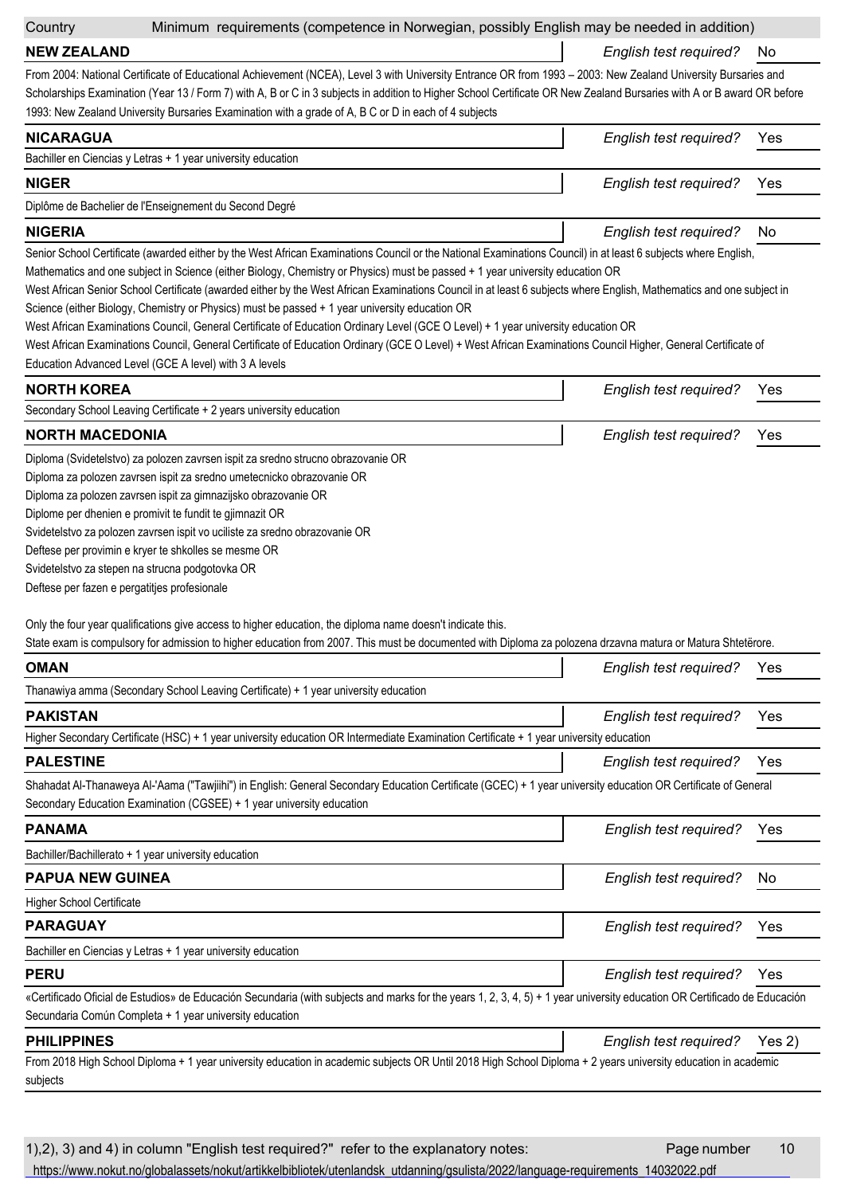| Country | Minimum requirements (competence in Norwegian, possibly English may be needed in addition) |
| --- | --- |

**NEW ZEALAND** — *English test required?* No

From 2004: National Certificate of Educational Achievement (NCEA), Level 3 with University Entrance OR from 1993 – 2003: New Zealand University Bursaries and Scholarships Examination (Year 13 / Form 7) with A, B or C in 3 subjects in addition to Higher School Certificate OR New Zealand Bursaries with A or B award OR before 1993: New Zealand University Bursaries Examination with a grade of A, B C or D in each of 4 subjects

**NICARAGUA** — *English test required?* Yes

Bachiller en Ciencias y Letras + 1 year university education

**NIGER** — *English test required?* Yes

Diplôme de Bachelier de l'Enseignement du Second Degré

**NIGERIA** — *English test required?* No

Senior School Certificate (awarded either by the West African Examinations Council or the National Examinations Council) in at least 6 subjects where English, Mathematics and one subject in Science (either Biology, Chemistry or Physics) must be passed + 1 year university education OR
West African Senior School Certificate (awarded either by the West African Examinations Council in at least 6 subjects where English, Mathematics and one subject in Science (either Biology, Chemistry or Physics) must be passed + 1 year university education OR
West African Examinations Council, General Certificate of Education Ordinary Level (GCE O Level) + 1 year university education OR
West African Examinations Council, General Certificate of Education Ordinary (GCE O Level) + West African Examinations Council Higher, General Certificate of Education Advanced Level (GCE A level) with 3 A levels

**NORTH KOREA** — *English test required?* Yes

Secondary School Leaving Certificate + 2 years university education

**NORTH MACEDONIA** — *English test required?* Yes

Diploma (Svidetelstvo) za polozen zavrsen ispit za sredno strucno obrazovanie OR
Diploma za polozen zavrsen ispit za sredno umetecnicko obrazovanie OR
Diploma za polozen zavrsen ispit za gimnazijsko obrazovanie OR
Diplome per dhenien e promivit te fundit te gjimnazit OR
Svidetelstvo za polozen zavrsen ispit vo uciliste za sredno obrazovanie OR
Deftese per provimin e kryer te shkolles se mesme OR
Svidetelstvo za stepen na strucna podgotovka OR
Deftese per fazen e pergatitjes profesionale

Only the four year qualifications give access to higher education, the diploma name doesn't indicate this.
State exam is compulsory for admission to higher education from 2007. This must be documented with Diploma za polozena drzavna matura or Matura Shtetërore.

**OMAN** — *English test required?* Yes

Thanawiya amma (Secondary School Leaving Certificate) + 1 year university education

**PAKISTAN** — *English test required?* Yes

Higher Secondary Certificate (HSC) + 1 year university education OR Intermediate Examination Certificate + 1 year university education

**PALESTINE** — *English test required?* Yes

Shahadat Al-Thanaweya Al-'Aama ("Tawjiihi") in English: General Secondary Education Certificate (GCEC) + 1 year university education OR Certificate of General Secondary Education Examination (CGSEE) + 1 year university education

**PANAMA** — *English test required?* Yes

Bachiller/Bachillerato + 1 year university education

**PAPUA NEW GUINEA** — *English test required?* No

Higher School Certificate

**PARAGUAY** — *English test required?* Yes

Bachiller en Ciencias y Letras + 1 year university education

**PERU** — *English test required?* Yes

«Certificado Oficial de Estudios» de Educación Secundaria (with subjects and marks for the years 1, 2, 3, 4, 5) + 1 year university education OR Certificado de Educación Secundaria Común Completa + 1 year university education

**PHILIPPINES** — *English test required?* Yes 2)

From 2018 High School Diploma + 1 year university education in academic subjects OR Until 2018 High School Diploma + 2 years university education in academic subjects

1),2), 3) and 4) in column "English test required?" refer to the explanatory notes:
https://www.nokut.no/globalassets/nokut/artikkelbibliotek/utenlandsk_utdanning/gsulista/2022/language-requirements_14032022.pdf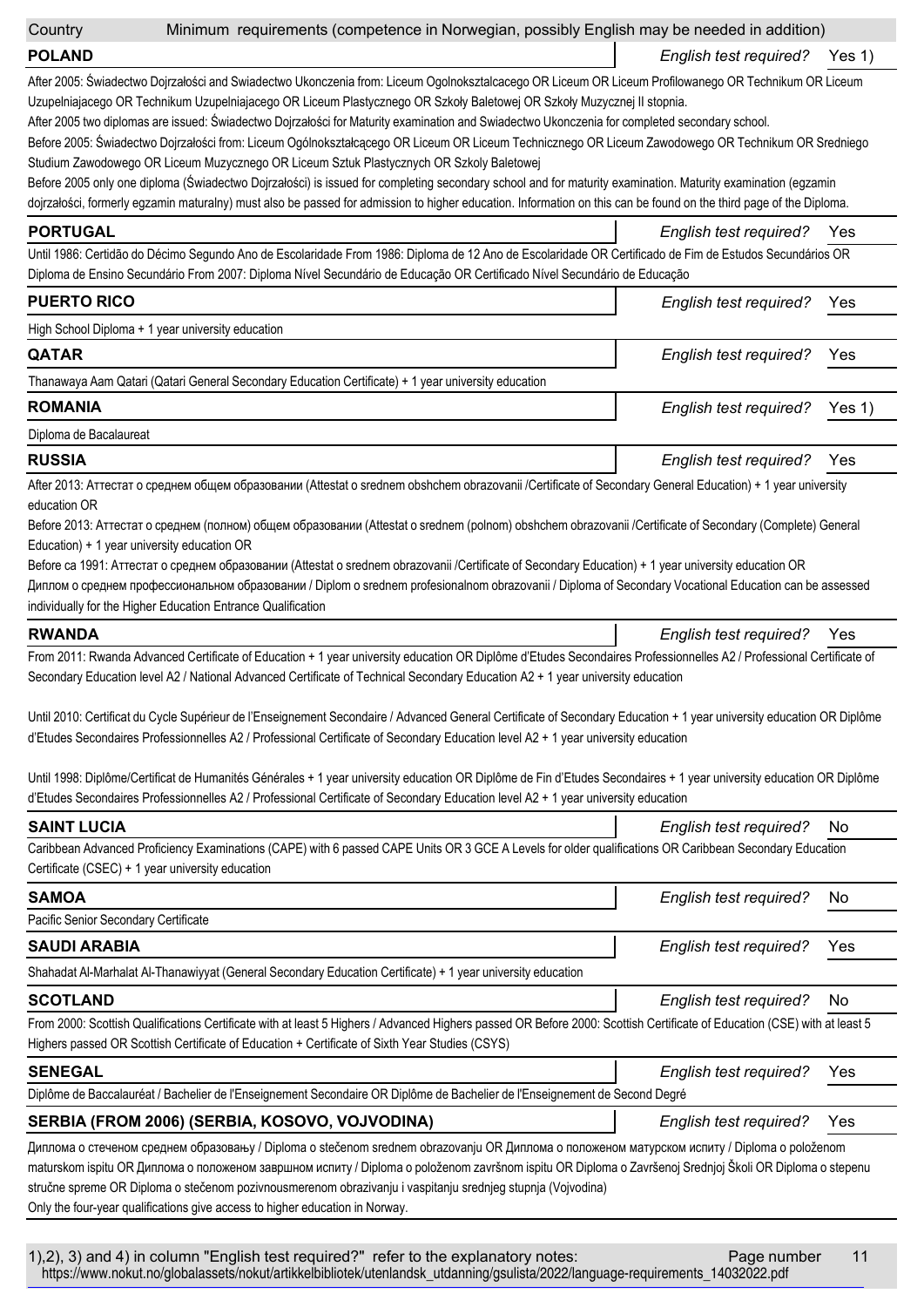| Country | Minimum requirements (competence in Norwegian, possibly English may be needed in addition) |
|---|---|

**POLAND** — *English test required?* Yes 1)

After 2005: Świadectwo Dojrzałości and Swiadectwo Ukonczenia from: Liceum Ogolnokształcacego OR Liceum OR Liceum Profilowanego OR Technikum OR Liceum Uzupelniajacego OR Technikum Uzupelniajacego OR Liceum Plastycznego OR Szkoły Baletowej OR Szkoły Muzycznej II stopnia.

After 2005 two diplomas are issued: Świadectwo Dojrzałości for Maturity examination and Swiadectwo Ukonczenia for completed secondary school.

Before 2005: Świadectwo Dojrzałości from: Liceum Ogólnokształcącego OR Liceum OR Liceum Technicznego OR Liceum Zawodowego OR Technikum OR Sredniego Studium Zawodowego OR Liceum Muzycznego OR Liceum Sztuk Plastycznych OR Szkoly Baletowej

Before 2005 only one diploma (Świadectwo Dojrzałości) is issued for completing secondary school and for maturity examination. Maturity examination (egzamin dojrzałości, formerly egzamin maturalny) must also be passed for admission to higher education. Information on this can be found on the third page of the Diploma.

**PORTUGAL** — *English test required?* Yes

Until 1986: Certidão do Décimo Segundo Ano de Escolaridade From 1986: Diploma de 12 Ano de Escolaridade OR Certificado de Fim de Estudos Secundários OR Diploma de Ensino Secundário From 2007: Diploma Nível Secundário de Educação OR Certificado Nível Secundário de Educação

**PUERTO RICO** — *English test required?* Yes

High School Diploma + 1 year university education

**QATAR** — *English test required?* Yes

Thanawaya Aam Qatari (Qatari General Secondary Education Certificate) + 1 year university education

**ROMANIA** — *English test required?* Yes 1)

Diploma de Bacalaureat

**RUSSIA** — *English test required?* Yes

After 2013: Аттестат о среднем общем образовании (Attestat o srednem obshchem obrazovanii /Certificate of Secondary General Education) + 1 year university education OR

Before 2013: Аттестат о среднем (полном) общем образовании (Attestat o srednem (polnom) obshchem obrazovanii /Certificate of Secondary (Complete) General Education) + 1 year university education OR

Before ca 1991: Аттестат о среднем образовании (Attestat o srednem obrazovanii /Certificate of Secondary Education) + 1 year university education OR

Диплом о среднем профессиональном образовании / Diplom o srednem profesionalnom obrazovanii / Diploma of Secondary Vocational Education can be assessed individually for the Higher Education Entrance Qualification

**RWANDA** — *English test required?* Yes

From 2011: Rwanda Advanced Certificate of Education + 1 year university education OR Diplôme d'Etudes Secondaires Professionnelles A2 / Professional Certificate of Secondary Education level A2 / National Advanced Certificate of Technical Secondary Education A2 + 1 year university education

Until 2010: Certificat du Cycle Supérieur de l'Enseignement Secondaire / Advanced General Certificate of Secondary Education + 1 year university education OR Diplôme d'Etudes Secondaires Professionnelles A2 / Professional Certificate of Secondary Education level A2 + 1 year university education

Until 1998: Diplôme/Certificat de Humanités Générales + 1 year university education OR Diplôme de Fin d'Etudes Secondaires + 1 year university education OR Diplôme d'Etudes Secondaires Professionnelles A2 / Professional Certificate of Secondary Education level A2 + 1 year university education

**SAINT LUCIA** — *English test required?* No

Caribbean Advanced Proficiency Examinations (CAPE) with 6 passed CAPE Units OR 3 GCE A Levels for older qualifications OR Caribbean Secondary Education Certificate (CSEC) + 1 year university education

**SAMOA** — *English test required?* No

Pacific Senior Secondary Certificate

**SAUDI ARABIA** — *English test required?* Yes

Shahadat Al-Marhalat Al-Thanawiyyat (General Secondary Education Certificate) + 1 year university education

**SCOTLAND** — *English test required?* No

From 2000: Scottish Qualifications Certificate with at least 5 Highers / Advanced Highers passed OR Before 2000: Scottish Certificate of Education (CSE) with at least 5 Highers passed OR Scottish Certificate of Education + Certificate of Sixth Year Studies (CSYS)

**SENEGAL** — *English test required?* Yes

Diplôme de Baccalauréat / Bachelier de l'Enseignement Secondaire OR Diplôme de Bachelier de l'Enseignement de Second Degré

**SERBIA (FROM 2006) (SERBIA, KOSOVO, VOJVODINA)** — *English test required?* Yes

Диплома о стеченом средњем образовању / Diploma o stečenom srednem obrazovanju OR Диплома о положеном матурском испиту / Diploma o položenom maturskom ispitu OR Диплома о положеном завршном испиту / Diploma o položenom završnom ispitu OR Diploma o Završenoj Srednjoj Školi OR Diploma o stepenu stručne spreme OR Diploma o stečenom pozivnousmerenom obrazivanju i vaspitanju srednjeg stupnja (Vojvodina)

Only the four-year qualifications give access to higher education in Norway.

1),2), 3) and 4) in column "English test required?" refer to the explanatory notes: https://www.nokut.no/globalassets/nokut/artikkelbibliotek/utenlandsk_utdanning/gsulista/2022/language-requirements_14032022.pdf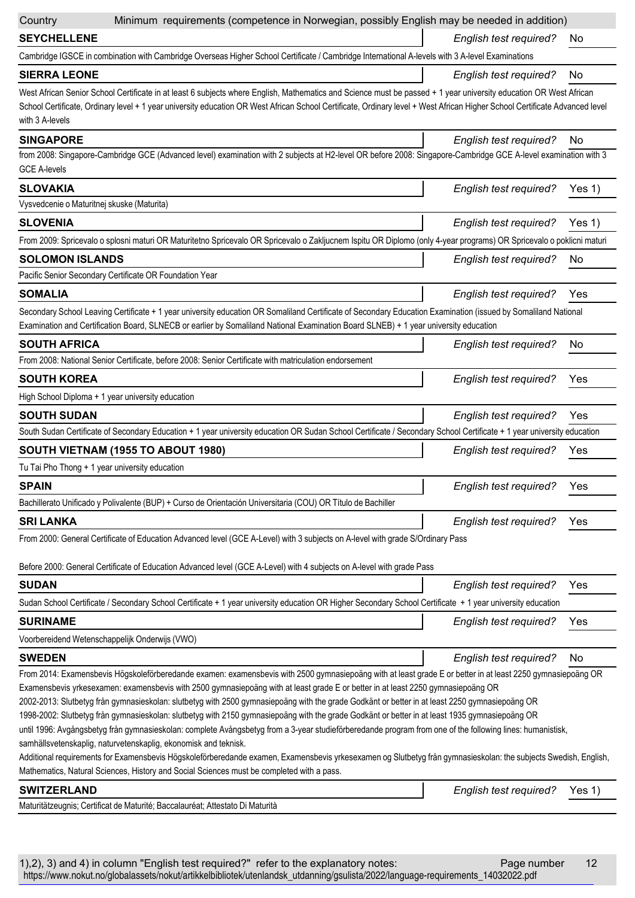| Country | Minimum requirements (competence in Norwegian, possibly English may be needed in addition) | |
|---|---|---|

**SEYCHELLENE** — *English test required?* No

Cambridge IGSCE in combination with Cambridge Overseas Higher School Certificate / Cambridge International A-levels with 3 A-level Examinations

**SIERRA LEONE** — *English test required?* No

West African Senior School Certificate in at least 6 subjects where English, Mathematics and Science must be passed + 1 year university education OR West African School Certificate, Ordinary level + 1 year university education OR West African School Certificate, Ordinary level + West African Higher School Certificate Advanced level with 3 A-levels

**SINGAPORE** — *English test required?* No

from 2008: Singapore-Cambridge GCE (Advanced level) examination with 2 subjects at H2-level OR before 2008: Singapore-Cambridge GCE A-level examination with 3 GCE A-levels

**SLOVAKIA** — *English test required?* Yes 1)

Vysvedcenie o Maturitnej skuske (Maturita)

**SLOVENIA** — *English test required?* Yes 1)

From 2009: Spricevalo o splosni maturi OR Maturitetno Spricevalo OR Spricevalo o Zakljucnem Ispitu OR Diplomo (only 4-year programs) OR Spricevalo o poklicni maturi

**SOLOMON ISLANDS** — *English test required?* No

Pacific Senior Secondary Certificate OR Foundation Year

**SOMALIA** — *English test required?* Yes

Secondary School Leaving Certificate + 1 year university education OR Somaliland Certificate of Secondary Education Examination (issued by Somaliland National Examination and Certification Board, SLNECB or earlier by Somaliland National Examination Board SLNEB) + 1 year university education

**SOUTH AFRICA** — *English test required?* No

From 2008: National Senior Certificate, before 2008: Senior Certificate with matriculation endorsement

**SOUTH KOREA** — *English test required?* Yes

High School Diploma + 1 year university education

**SOUTH SUDAN** — *English test required?* Yes

South Sudan Certificate of Secondary Education + 1 year university education OR Sudan School Certificate / Secondary School Certificate + 1 year university education

**SOUTH VIETNAM (1955 TO ABOUT 1980)** — *English test required?* Yes

Tu Tai Pho Thong + 1 year university education

**SPAIN** — *English test required?* Yes

Bachillerato Unificado y Polivalente (BUP) + Curso de Orientación Universitaria (COU) OR Título de Bachiller

**SRI LANKA** — *English test required?* Yes

From 2000: General Certificate of Education Advanced level (GCE A-Level) with 3 subjects on A-level with grade S/Ordinary Pass

Before 2000: General Certificate of Education Advanced level (GCE A-Level) with 4 subjects on A-level with grade Pass

**SUDAN** — *English test required?* Yes

Sudan School Certificate / Secondary School Certificate + 1 year university education OR Higher Secondary School Certificate + 1 year university education

**SURINAME** — *English test required?* Yes

Voorbereidend Wetenschappelijk Onderwijs (VWO)

**SWEDEN** — *English test required?* No

From 2014: Examensbevis Högskoleförberedande examen: examensbevis with 2500 gymnasiepoäng with at least grade E or better in at least 2250 gymnasiepoäng OR Examensbevis yrkesexamen: examensbevis with 2500 gymnasiepoäng with at least grade E or better in at least 2250 gymnasiepoäng OR
2002-2013: Slutbetyg från gymnasieskolan: slutbetyg with 2500 gymnasiepoäng with the grade Godkänt or better in at least 2250 gymnasiepoäng OR
1998-2002: Slutbetyg från gymnasieskolan: slutbetyg with 2150 gymnasiepoäng with the grade Godkänt or better in at least 1935 gymnasiepoäng OR
until 1996: Avgångsbetyg från gymnasieskolan: complete Avångsbetyg from a 3-year studieförberedande program from one of the following lines: humanistisk, samhällsvetenskaplig, naturvetenskaplig, ekonomisk and teknisk.
Additional requirements for Examensbevis Högskoleförberedande examen, Examensbevis yrkesexamen og Slutbetyg från gymnasieskolan: the subjects Swedish, English, Mathematics, Natural Sciences, History and Social Sciences must be completed with a pass.

**SWITZERLAND** — *English test required?* Yes 1)

Maturitätzeugnis; Certificat de Maturité; Baccalauréat; Attestato Di Maturità

1),2), 3) and 4) in column "English test required?" refer to the explanatory notes: https://www.nokut.no/globalassets/nokut/artikkelbibliotek/utenlandsk_utdanning/gsulista/2022/language-requirements_14032022.pdf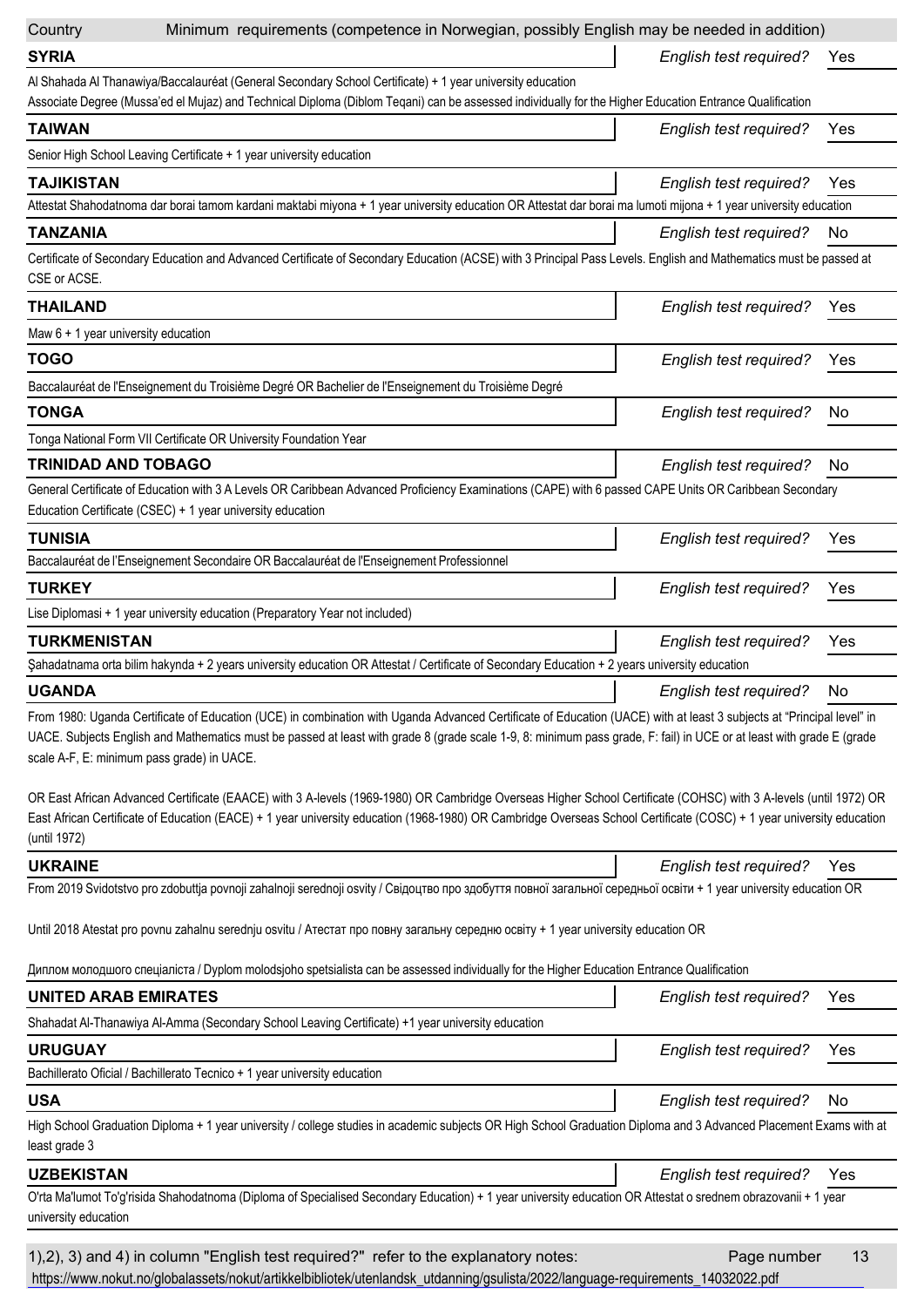| Country | Minimum requirements (competence in Norwegian, possibly English may be needed in addition) |
|---|---|

**SYRIA** — *English test required?* Yes

Al Shahada Al Thanawiya/Baccalauréat (General Secondary School Certificate) + 1 year university education
Associate Degree (Mussa'ed el Mujaz) and Technical Diploma (Diblom Teqani) can be assessed individually for the Higher Education Entrance Qualification

**TAIWAN** — *English test required?* Yes

Senior High School Leaving Certificate + 1 year university education

**TAJIKISTAN** — *English test required?* Yes

Attestat Shahodatnoma dar borai tamom kardani maktabi miyona + 1 year university education OR Attestat dar borai ma lumoti mijona + 1 year university education

**TANZANIA** — *English test required?* No

Certificate of Secondary Education and Advanced Certificate of Secondary Education (ACSE) with 3 Principal Pass Levels. English and Mathematics must be passed at CSE or ACSE.

**THAILAND** — *English test required?* Yes

Maw 6 + 1 year university education

**TOGO** — *English test required?* Yes

Baccalauréat de l'Enseignement du Troisième Degré OR Bachelier de l'Enseignement du Troisième Degré

**TONGA** — *English test required?* No

Tonga National Form VII Certificate OR University Foundation Year

**TRINIDAD AND TOBAGO** — *English test required?* No

General Certificate of Education with 3 A Levels OR Caribbean Advanced Proficiency Examinations (CAPE) with 6 passed CAPE Units OR Caribbean Secondary Education Certificate (CSEC) + 1 year university education

**TUNISIA** — *English test required?* Yes

Baccalauréat de l'Enseignement Secondaire OR Baccalauréat de l'Enseignement Professionnel

**TURKEY** — *English test required?* Yes

Lise Diplomasi + 1 year university education (Preparatory Year not included)

**TURKMENISTAN** — *English test required?* Yes

Şahadatnama orta bilim hakynda + 2 years university education OR Attestat / Certificate of Secondary Education + 2 years university education

**UGANDA** — *English test required?* No

From 1980: Uganda Certificate of Education (UCE) in combination with Uganda Advanced Certificate of Education (UACE) with at least 3 subjects at "Principal level" in UACE. Subjects English and Mathematics must be passed at least with grade 8 (grade scale 1-9, 8: minimum pass grade, F: fail) in UCE or at least with grade E (grade scale A-F, E: minimum pass grade) in UACE.

OR East African Advanced Certificate (EAACE) with 3 A-levels (1969-1980) OR Cambridge Overseas Higher School Certificate (COHSC) with 3 A-levels (until 1972) OR East African Certificate of Education (EACE) + 1 year university education (1968-1980) OR Cambridge Overseas School Certificate (COSC) + 1 year university education (until 1972)

**UKRAINE** — *English test required?* Yes

From 2019 Svidotstvo pro zdobuttja povnoji zahalnoji serednoji osvity / Свідоцтво про здобуття повної загальної середньої освіти + 1 year university education OR

Until 2018 Atestat pro povnu zahalnu serednju osvitu / Атестат про повну загальну середню освіту + 1 year university education OR

Диплом молодшого спеціаліста / Dyplom molodsjoho spetsialista can be assessed individually for the Higher Education Entrance Qualification

**UNITED ARAB EMIRATES** — *English test required?* Yes

Shahadat Al-Thanawiya Al-Amma (Secondary School Leaving Certificate) +1 year university education

**URUGUAY** — *English test required?* Yes

Bachillerato Oficial / Bachillerato Tecnico + 1 year university education

**USA** — *English test required?* No

High School Graduation Diploma + 1 year university / college studies in academic subjects OR High School Graduation Diploma and 3 Advanced Placement Exams with at least grade 3

**UZBEKISTAN** — *English test required?* Yes

O'rta Ma'lumot To'g'risida Shahodatnoma (Diploma of Specialised Secondary Education) + 1 year university education OR Attestat o srednem obrazovanii + 1 year university education

1),2), 3) and 4) in column "English test required?" refer to the explanatory notes:
https://www.nokut.no/globalassets/nokut/artikkelbibliotek/utenlandsk_utdanning/gsulista/2022/language-requirements_14032022.pdf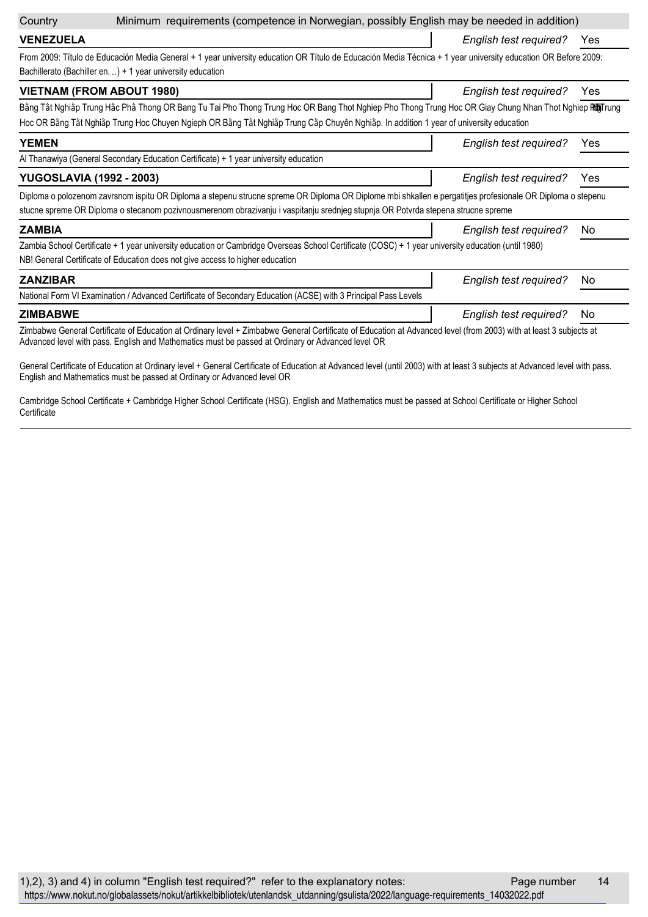| Country | Minimum requirements (competence in Norwegian, possibly English may be needed in addition) | |
|---|---|---|

**VENEZUELA** — *English test required?* Yes

From 2009: Título de Educación Media General + 1 year university education OR Título de Educación Media Técnica + 1 year university education OR Before 2009: Bachillerato (Bachiller en. ..) + 1 year university education

**VIETNAM (FROM ABOUT 1980)** — *English test required?* Yes

Bằng Tắt Nghiầp Trung Hắc Phả Thong OR Bang Tu Tai Pho Thong Trung Hoc OR Bang Thot Nghiep Pho Thong Trung Hoc OR Giay Chung Nhan Thot Nghiep Pho Trung Hoc OR Bằng Tắt Nghiầp Trung Hoc Chuyen Ngieph OR Bằng Tắt Nghiầp Trung Cắp Chuyên Nghiầp. In addition 1 year of university education

**YEMEN** — *English test required?* Yes

Al Thanawiya (General Secondary Education Certificate) + 1 year university education

**YUGOSLAVIA (1992 - 2003)** — *English test required?* Yes

Diploma o polozenom zavrsnom ispitu OR Diploma a stepenu strucne spreme OR Diploma OR Diplome mbi shkallen e pergatitjes profesionale OR Diploma o stepenu strucne spreme OR Diploma o stecanom pozivnousmerenom obrazivanju i vaspitanju srednjeg stupnja OR Potvrda stepena strucne spreme

**ZAMBIA** — *English test required?* No

Zambia School Certificate + 1 year university education or Cambridge Overseas School Certificate (COSC) + 1 year university education (until 1980)
NB! General Certificate of Education does not give access to higher education

**ZANZIBAR** — *English test required?* No

National Form VI Examination / Advanced Certificate of Secondary Education (ACSE) with 3 Principal Pass Levels

**ZIMBABWE** — *English test required?* No

Zimbabwe General Certificate of Education at Ordinary level + Zimbabwe General Certificate of Education at Advanced level (from 2003) with at least 3 subjects at Advanced level with pass. English and Mathematics must be passed at Ordinary or Advanced level OR

General Certificate of Education at Ordinary level + General Certificate of Education at Advanced level (until 2003) with at least 3 subjects at Advanced level with pass. English and Mathematics must be passed at Ordinary or Advanced level OR

Cambridge School Certificate + Cambridge Higher School Certificate (HSG). English and Mathematics must be passed at School Certificate or Higher School Certificate

1),2), 3) and 4) in column "English test required?" refer to the explanatory notes:
https://www.nokut.no/globalassets/nokut/artikkelbibliotek/utenlandsk_utdanning/gsulista/2022/language-requirements_14032022.pdf